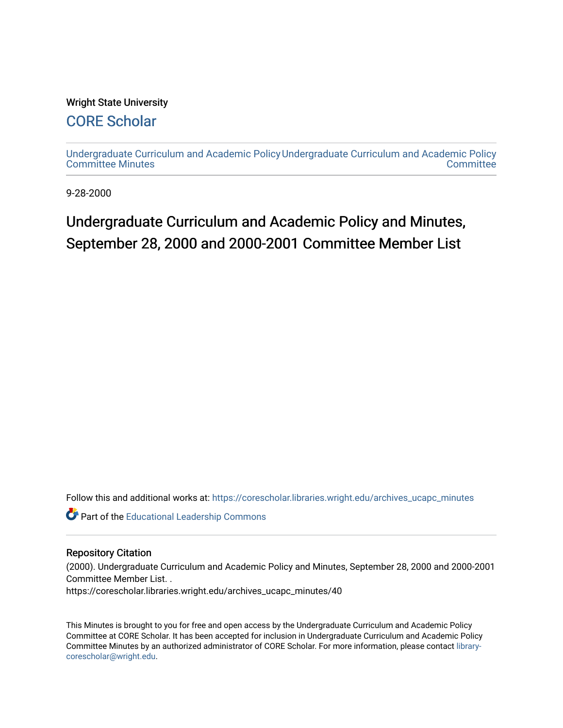Wright State University

# CORE Scholar

Undergraduate Curriculum and Academic Policy Committee Minutes

Undergraduate Curriculum and Academic Policy Committee

9-28-2000

## Undergraduate Curriculum and Academic Policy and Minutes, September 28, 2000 and 2000-2001 Committee Member List

Follow this and additional works at: https://corescholar.libraries.wright.edu/archives_ucapc_minutes

Part of the Educational Leadership Commons

### Repository Citation

(2000). Undergraduate Curriculum and Academic Policy and Minutes, September 28, 2000 and 2000-2001 Committee Member List. .
https://corescholar.libraries.wright.edu/archives_ucapc_minutes/40

This Minutes is brought to you for free and open access by the Undergraduate Curriculum and Academic Policy Committee at CORE Scholar. It has been accepted for inclusion in Undergraduate Curriculum and Academic Policy Committee Minutes by an authorized administrator of CORE Scholar. For more information, please contact library-corescholar@wright.edu.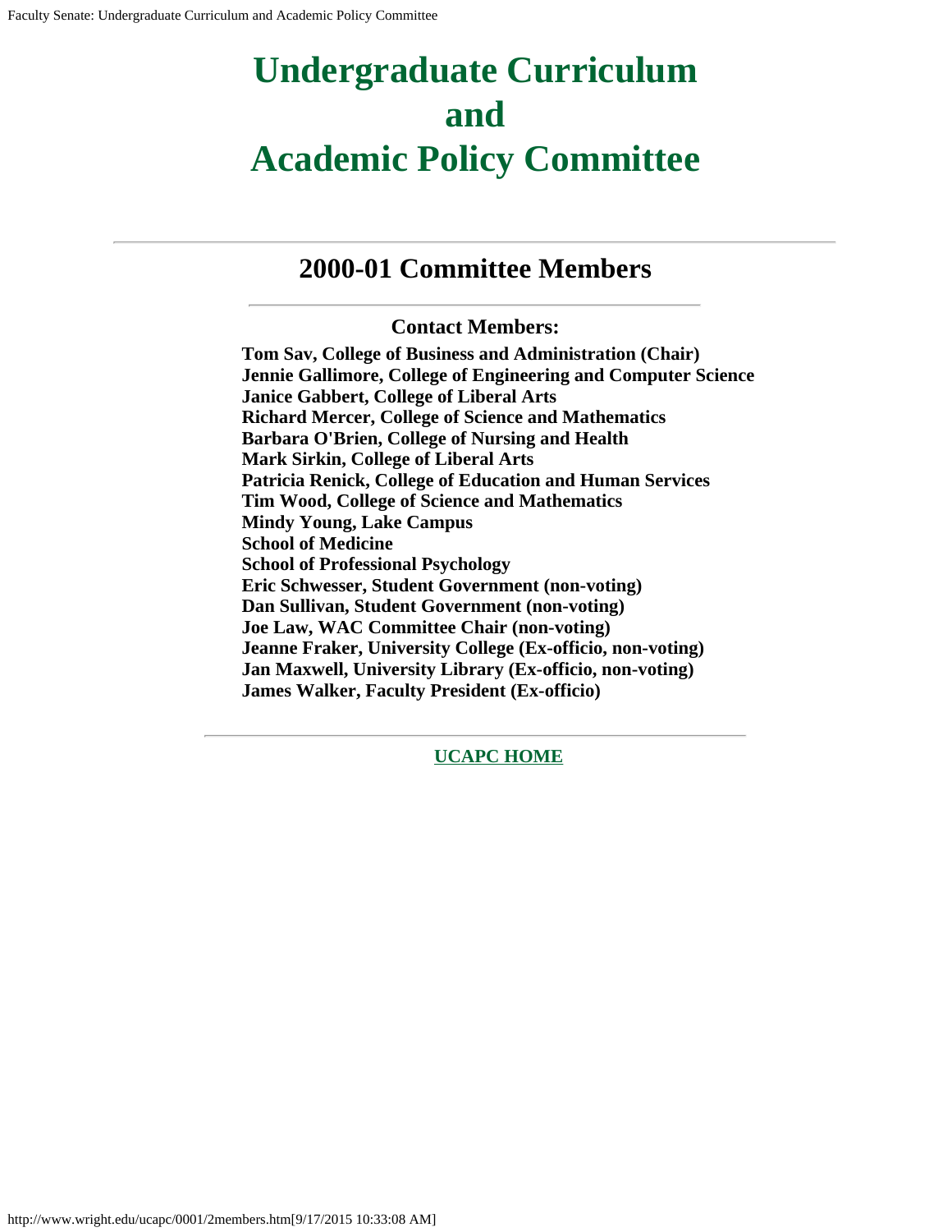# Undergraduate Curriculum and Academic Policy Committee

---

## 2000-01 Committee Members

---

### Contact Members:

**Tom Sav, College of Business and Administration (Chair)**
**Jennie Gallimore, College of Engineering and Computer Science**
**Janice Gabbert, College of Liberal Arts**
**Richard Mercer, College of Science and Mathematics**
**Barbara O'Brien, College of Nursing and Health**
**Mark Sirkin, College of Liberal Arts**
**Patricia Renick, College of Education and Human Services**
**Tim Wood, College of Science and Mathematics**
**Mindy Young, Lake Campus**
**School of Medicine**
**School of Professional Psychology**
**Eric Schwesser, Student Government (non-voting)**
**Dan Sullivan, Student Government (non-voting)**
**Joe Law, WAC Committee Chair (non-voting)**
**Jeanne Fraker, University College (Ex-officio, non-voting)**
**Jan Maxwell, University Library (Ex-officio, non-voting)**
**James Walker, Faculty President (Ex-officio)**

---

**UCAPC HOME**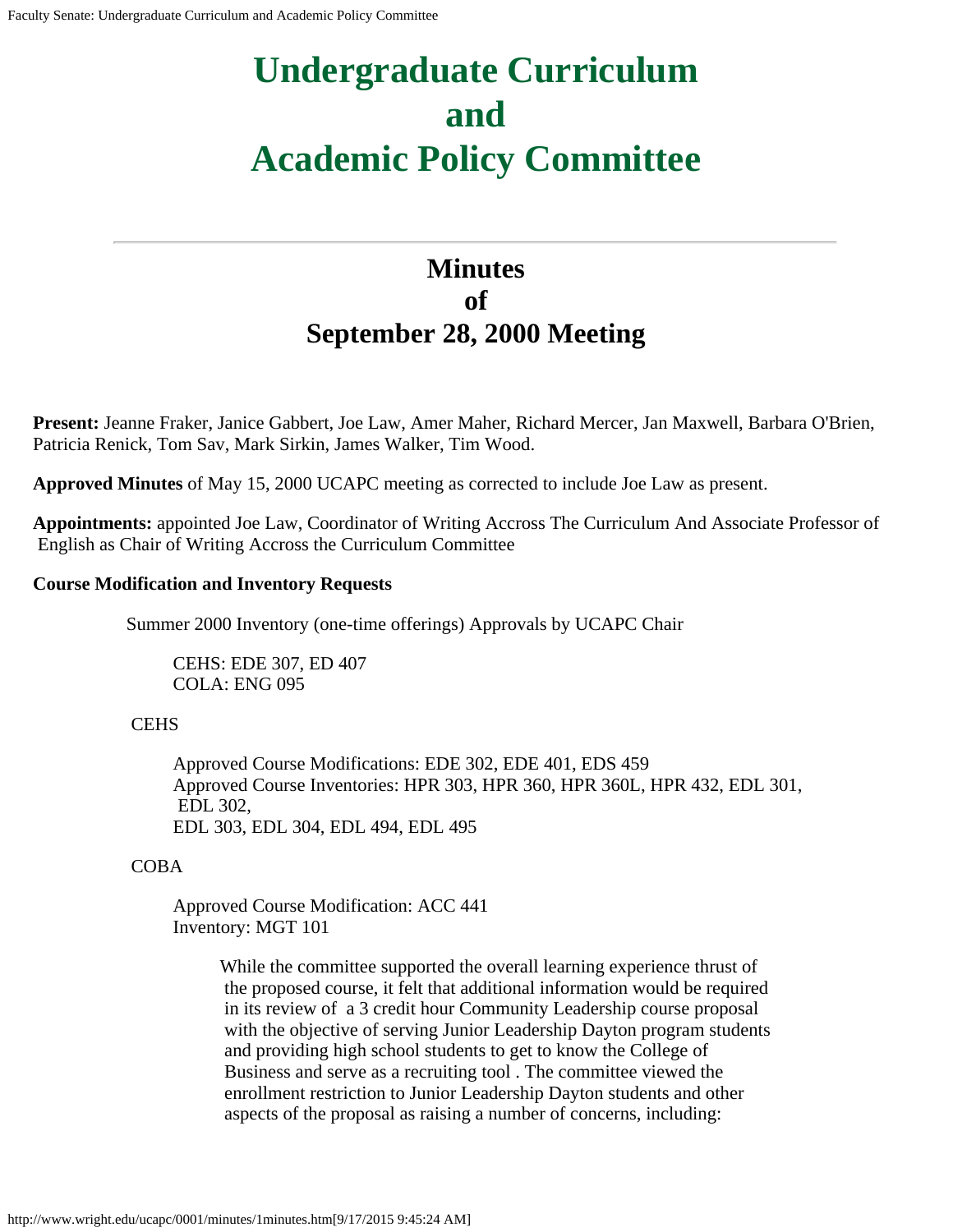# Undergraduate Curriculum and Academic Policy Committee

## Minutes of September 28, 2000 Meeting

**Present:** Jeanne Fraker, Janice Gabbert, Joe Law, Amer Maher, Richard Mercer, Jan Maxwell, Barbara O'Brien, Patricia Renick, Tom Sav, Mark Sirkin, James Walker, Tim Wood.

**Approved Minutes** of May 15, 2000 UCAPC meeting as corrected to include Joe Law as present.

**Appointments:** appointed Joe Law, Coordinator of Writing Accross The Curriculum And Associate Professor of English as Chair of Writing Accross the Curriculum Committee

**Course Modification and Inventory Requests**

Summer 2000 Inventory (one-time offerings) Approvals by UCAPC Chair

CEHS: EDE 307, ED 407
COLA: ENG 095

CEHS

Approved Course Modifications: EDE 302, EDE 401, EDS 459
Approved Course Inventories: HPR 303, HPR 360, HPR 360L, HPR 432, EDL 301, EDL 302,
EDL 303, EDL 304, EDL 494, EDL 495

COBA

Approved Course Modification: ACC 441
Inventory: MGT 101

While the committee supported the overall learning experience thrust of the proposed course, it felt that additional information would be required in its review of a 3 credit hour Community Leadership course proposal with the objective of serving Junior Leadership Dayton program students and providing high school students to get to know the College of Business and serve as a recruiting tool . The committee viewed the enrollment restriction to Junior Leadership Dayton students and other aspects of the proposal as raising a number of concerns, including: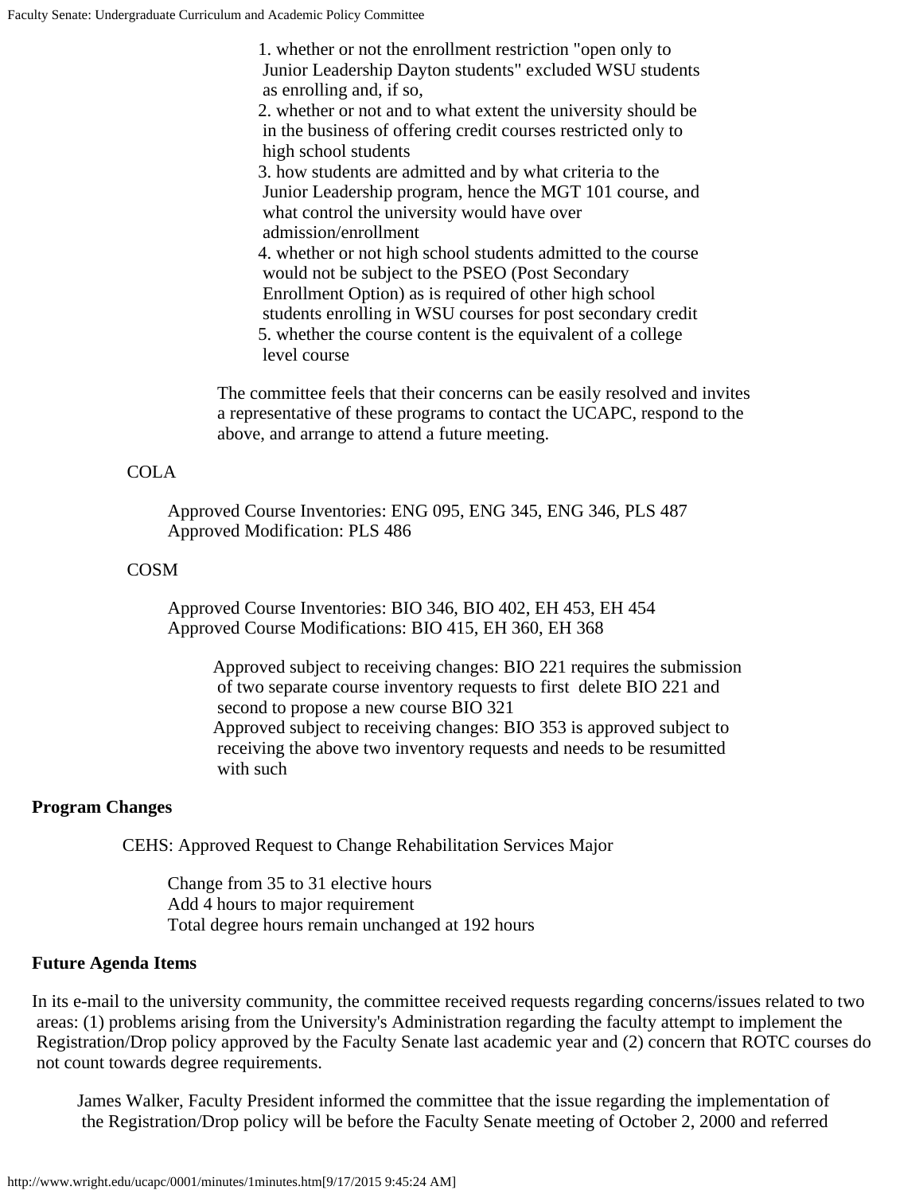1. whether or not the enrollment restriction "open only to Junior Leadership Dayton students" excluded WSU students as enrolling and, if so,
2. whether or not and to what extent the university should be in the business of offering credit courses restricted only to high school students
3. how students are admitted and by what criteria to the Junior Leadership program, hence the MGT 101 course, and what control the university would have over admission/enrollment
4. whether or not high school students admitted to the course would not be subject to the PSEO (Post Secondary Enrollment Option) as is required of other high school students enrolling in WSU courses for post secondary credit
5. whether the course content is the equivalent of a college level course

The committee feels that their concerns can be easily resolved and invites a representative of these programs to contact the UCAPC, respond to the above, and arrange to attend a future meeting.

COLA

Approved Course Inventories: ENG 095, ENG 345, ENG 346, PLS 487
Approved Modification: PLS 486

COSM

Approved Course Inventories: BIO 346, BIO 402, EH 453, EH 454
Approved Course Modifications: BIO 415, EH 360, EH 368

Approved subject to receiving changes: BIO 221 requires the submission of two separate course inventory requests to first delete BIO 221 and second to propose a new course BIO 321
Approved subject to receiving changes: BIO 353 is approved subject to receiving the above two inventory requests and needs to be resumitted with such

**Program Changes**

CEHS: Approved Request to Change Rehabilitation Services Major

Change from 35 to 31 elective hours
Add 4 hours to major requirement
Total degree hours remain unchanged at 192 hours

**Future Agenda Items**

In its e-mail to the university community, the committee received requests regarding concerns/issues related to two areas: (1) problems arising from the University's Administration regarding the faculty attempt to implement the Registration/Drop policy approved by the Faculty Senate last academic year and (2) concern that ROTC courses do not count towards degree requirements.

James Walker, Faculty President informed the committee that the issue regarding the implementation of the Registration/Drop policy will be before the Faculty Senate meeting of October 2, 2000 and referred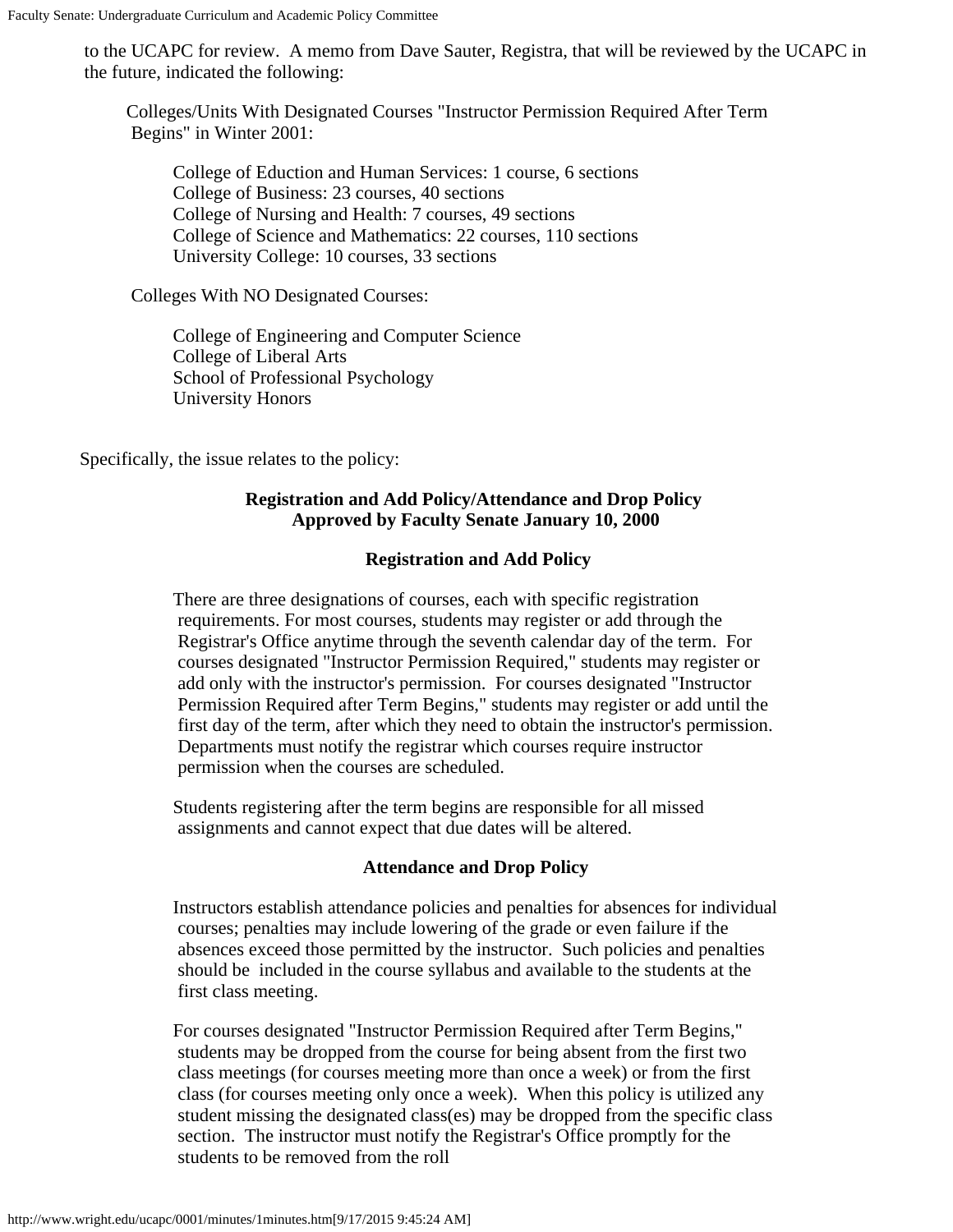to the UCAPC for review. A memo from Dave Sauter, Registra, that will be reviewed by the UCAPC in the future, indicated the following:

> Colleges/Units With Designated Courses "Instructor Permission Required After Term Begins" in Winter 2001:
>
> > College of Eduction and Human Services: 1 course, 6 sections
> > College of Business: 23 courses, 40 sections
> > College of Nursing and Health: 7 courses, 49 sections
> > College of Science and Mathematics: 22 courses, 110 sections
> > University College: 10 courses, 33 sections
>
> Colleges With NO Designated Courses:
>
> > College of Engineering and Computer Science
> > College of Liberal Arts
> > School of Professional Psychology
> > University Honors

Specifically, the issue relates to the policy:

**Registration and Add Policy/Attendance and Drop Policy**
**Approved by Faculty Senate January 10, 2000**

**Registration and Add Policy**

> There are three designations of courses, each with specific registration requirements. For most courses, students may register or add through the Registrar's Office anytime through the seventh calendar day of the term. For courses designated "Instructor Permission Required," students may register or add only with the instructor's permission. For courses designated "Instructor Permission Required after Term Begins," students may register or add until the first day of the term, after which they need to obtain the instructor's permission. Departments must notify the registrar which courses require instructor permission when the courses are scheduled.
>
> Students registering after the term begins are responsible for all missed assignments and cannot expect that due dates will be altered.

**Attendance and Drop Policy**

> Instructors establish attendance policies and penalties for absences for individual courses; penalties may include lowering of the grade or even failure if the absences exceed those permitted by the instructor. Such policies and penalties should be included in the course syllabus and available to the students at the first class meeting.
>
> For courses designated "Instructor Permission Required after Term Begins," students may be dropped from the course for being absent from the first two class meetings (for courses meeting more than once a week) or from the first class (for courses meeting only once a week). When this policy is utilized any student missing the designated class(es) may be dropped from the specific class section. The instructor must notify the Registrar's Office promptly for the students to be removed from the roll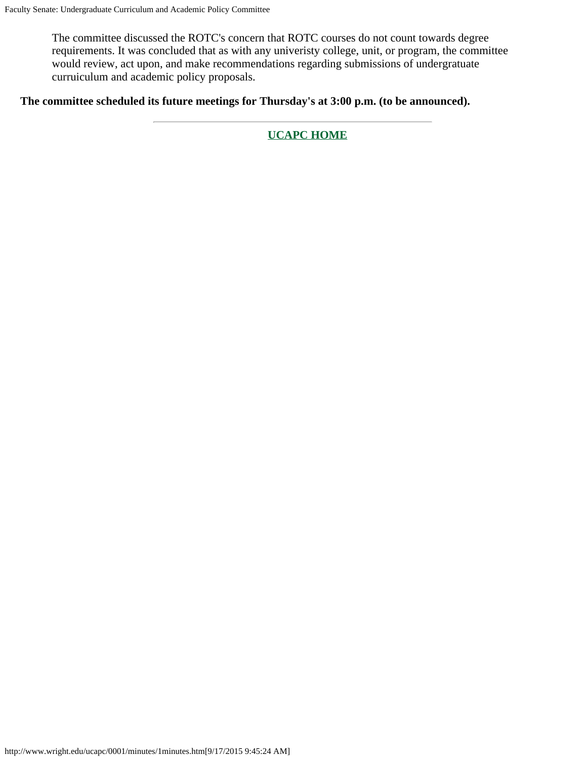The committee discussed the ROTC's concern that ROTC courses do not count towards degree requirements. It was concluded that as with any univeristy college, unit, or program, the committee would review, act upon, and make recommendations regarding submissions of undergratuate curruiculum and academic policy proposals.

**The committee scheduled its future meetings for Thursday's at 3:00 p.m. (to be announced).**

---

**UCAPC HOME**